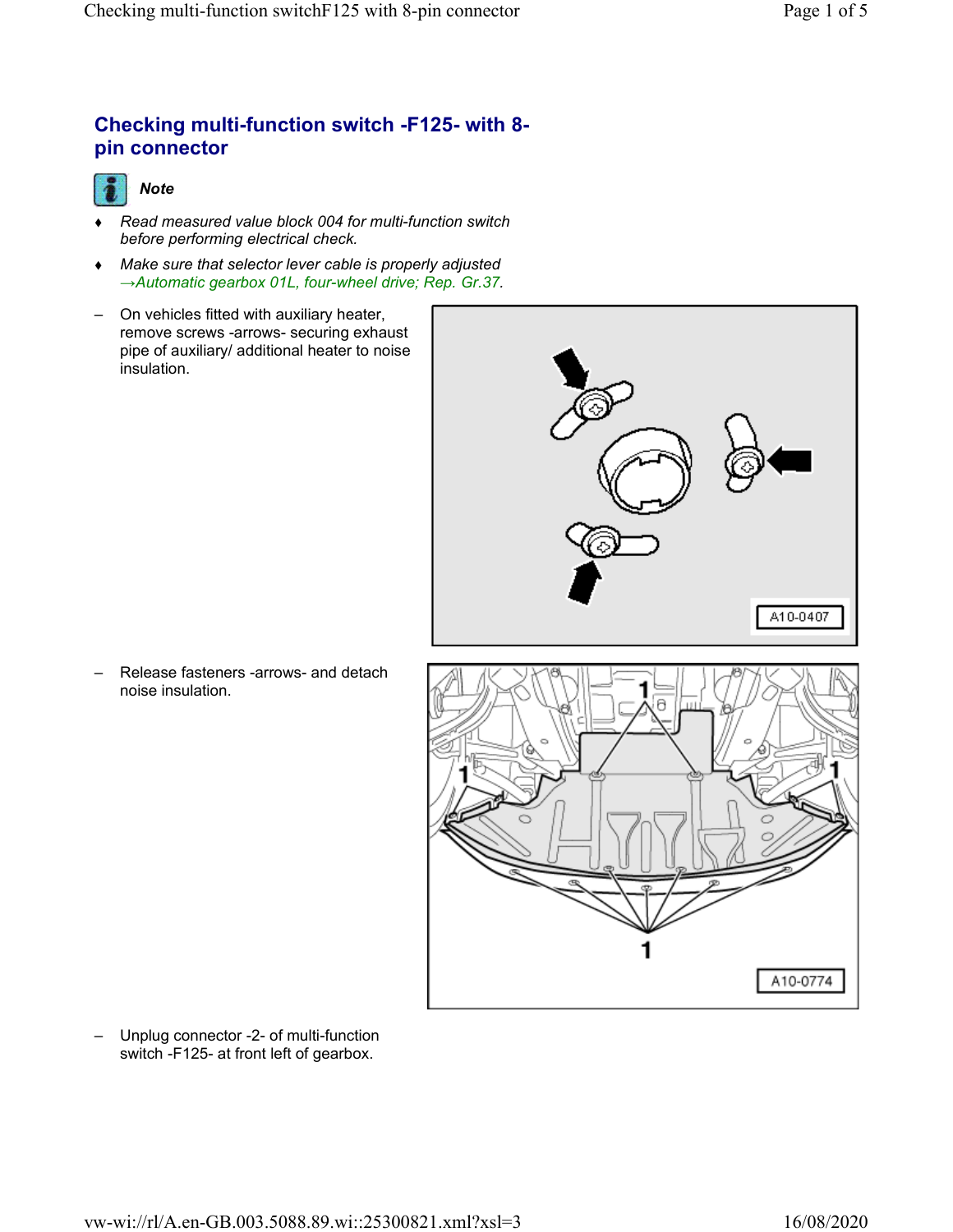# Checking multi-function switch -F125- with 8-pin connector

**Note**

- *Read measured value block 004 for multi-function switch before performing electrical check.*
- *Make sure that selector lever cable is properly adjusted →Automatic gearbox 01L, four-wheel drive; Rep. Gr.37.*

– On vehicles fitted with auxiliary heater, remove screws -arrows- securing exhaust pipe of auxiliary/ additional heater to noise insulation.

A10-0407

– Release fasteners -arrows- and detach noise insulation.

A10-0774

– Unplug connector -2- of multi-function switch -F125- at front left of gearbox.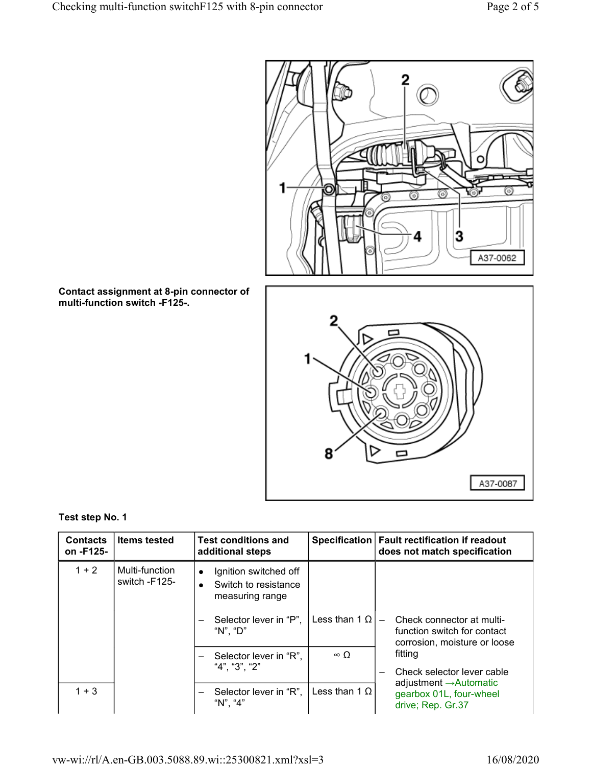Contact assignment at 8-pin connector of multi-function switch -F125-.

**Test step No. 1**

| Contacts on -F125- | Items tested | Test conditions and additional steps | Specification | Fault rectification if readout does not match specification |
|---|---|---|---|---|
| 1 + 2 | Multi-function switch -F125- | • Ignition switched off<br>• Switch to resistance measuring range | | |
| | | – Selector lever in “P”, “N”, “D” | Less than 1 Ω | – Check connector at multi-function switch for contact corrosion, moisture or loose fitting<br>– Check selector lever cable adjustment →Automatic gearbox 01L, four-wheel drive; Rep. Gr.37 |
| | | – Selector lever in “R”, “4”, “3”, “2” | ∞ Ω | |
| 1 + 3 | | – Selector lever in “R”, “N”, “4” | Less than 1 Ω | |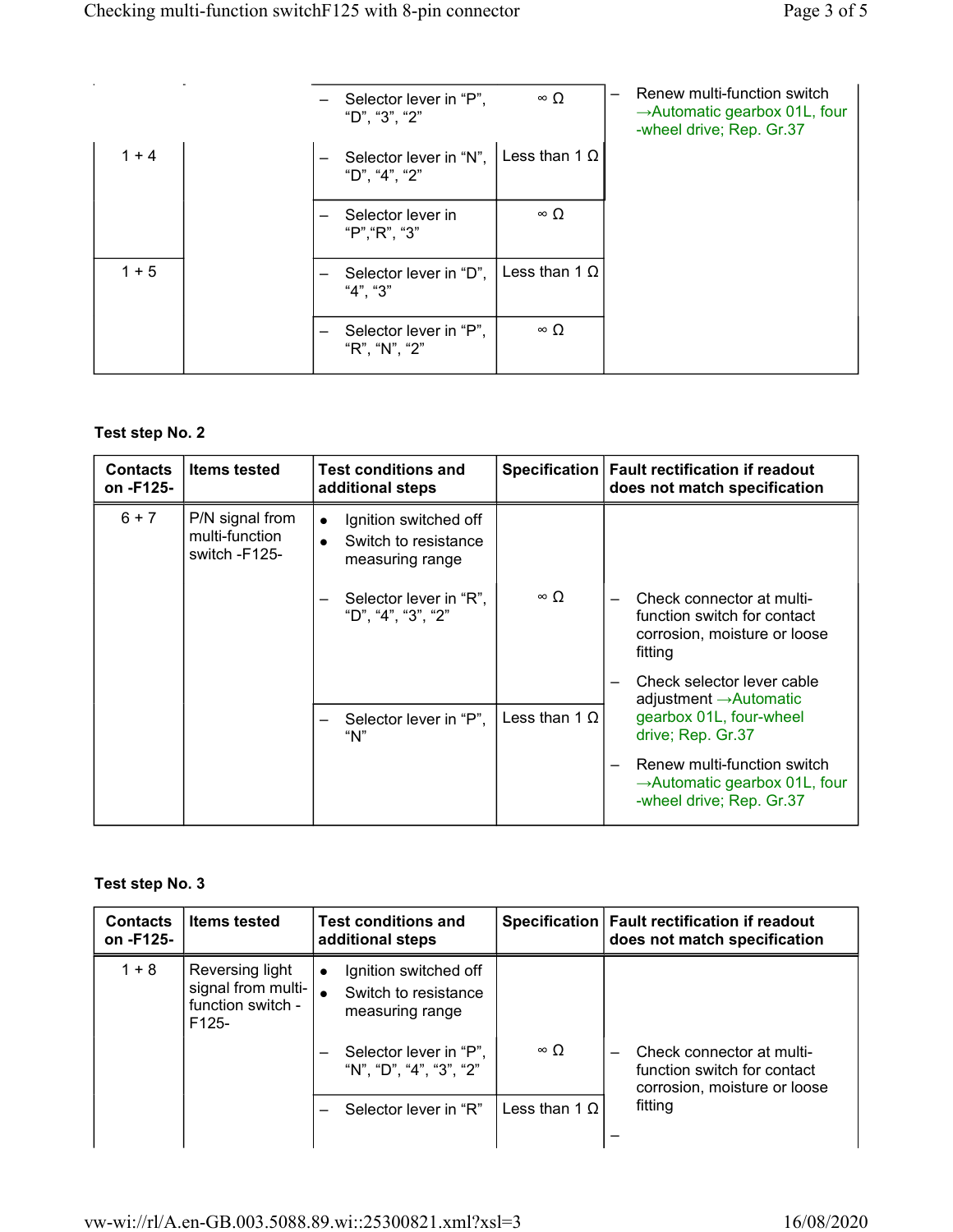| Contacts on -F125- | Items tested | Test conditions and additional steps | Specification | Fault rectification if readout does not match specification |
|---|---|---|---|---|
| | | – Selector lever in “P”, “D”, “3”, “2” | ∞ Ω | – Renew multi-function switch →Automatic gearbox 01L, four -wheel drive; Rep. Gr.37 |
| 1 + 4 | | – Selector lever in “N”, “D”, “4”, “2” | Less than 1 Ω | |
| | | – Selector lever in “P”,“R”, “3” | ∞ Ω | |
| 1 + 5 | | – Selector lever in “D”, “4”, “3” | Less than 1 Ω | |
| | | – Selector lever in “P”, “R”, “N”, “2” | ∞ Ω | |

**Test step No. 2**

| Contacts on -F125- | Items tested | Test conditions and additional steps | Specification | Fault rectification if readout does not match specification |
|---|---|---|---|---|
| 6 + 7 | P/N signal from multi-function switch -F125- | • Ignition switched off<br>• Switch to resistance measuring range | | |
| | | – Selector lever in “R”, “D”, “4”, “3”, “2” | ∞ Ω | – Check connector at multi-function switch for contact corrosion, moisture or loose fitting<br>– Check selector lever cable adjustment →Automatic gearbox 01L, four-wheel drive; Rep. Gr.37<br>– Renew multi-function switch →Automatic gearbox 01L, four -wheel drive; Rep. Gr.37 |
| | | – Selector lever in “P”, “N” | Less than 1 Ω | |

**Test step No. 3**

| Contacts on -F125- | Items tested | Test conditions and additional steps | Specification | Fault rectification if readout does not match specification |
|---|---|---|---|---|
| 1 + 8 | Reversing light signal from multi-function switch -F125- | • Ignition switched off<br>• Switch to resistance measuring range | | |
| | | – Selector lever in “P”, “N”, “D”, “4”, “3”, “2” | ∞ Ω | – Check connector at multi-function switch for contact corrosion, moisture or loose fitting<br>– |
| | | – Selector lever in “R” | Less than 1 Ω | |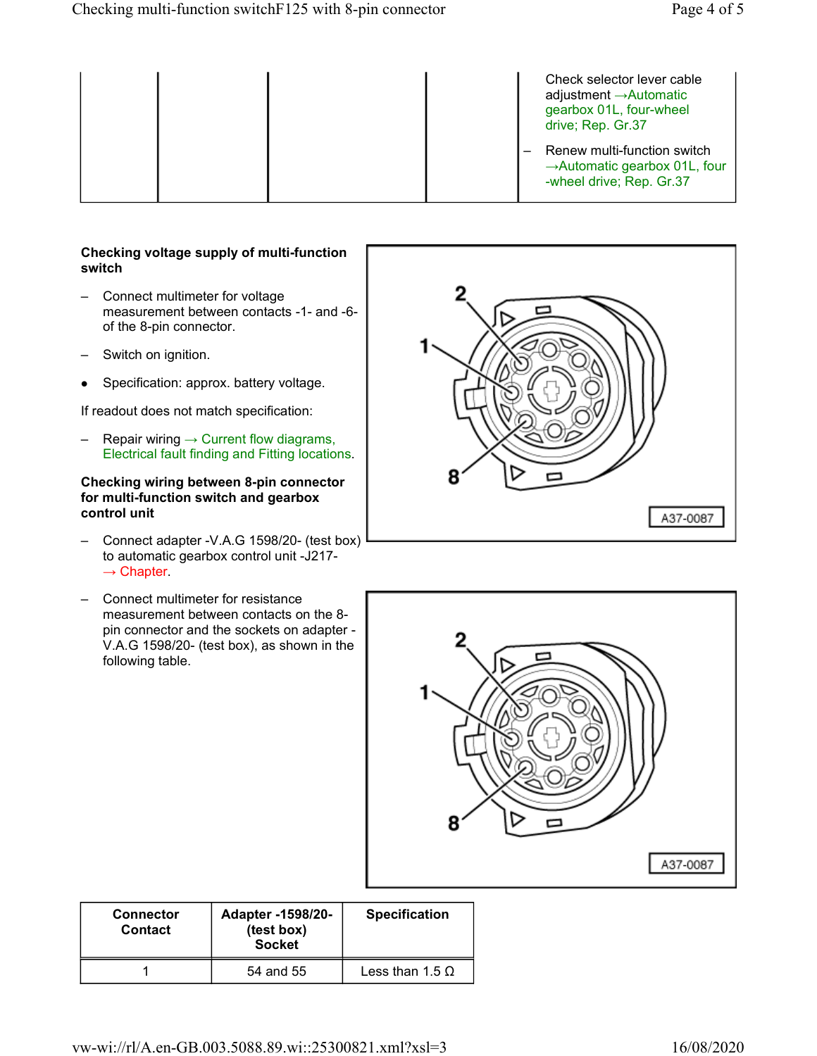| | | | | |
|---|---|---|---|---|
| | | | | Check selector lever cable adjustment →Automatic gearbox 01L, four-wheel drive; Rep. Gr.37<br>– Renew multi-function switch →Automatic gearbox 01L, four-wheel drive; Rep. Gr.37 |

**Checking voltage supply of multi-function switch**

– Connect multimeter for voltage measurement between contacts -1- and -6- of the 8-pin connector.

– Switch on ignition.

- Specification: approx. battery voltage.

If readout does not match specification:

– Repair wiring → Current flow diagrams, Electrical fault finding and Fitting locations.

**Checking wiring between 8-pin connector for multi-function switch and gearbox control unit**

– Connect adapter -V.A.G 1598/20- (test box) to automatic gearbox control unit -J217- → Chapter.

– Connect multimeter for resistance measurement between contacts on the 8-pin connector and the sockets on adapter -V.A.G 1598/20- (test box), as shown in the following table.

A37-0087

A37-0087

| Connector Contact | Adapter -1598/20- (test box) Socket | Specification |
|---|---|---|
| 1 | 54 and 55 | Less than 1.5 Ω |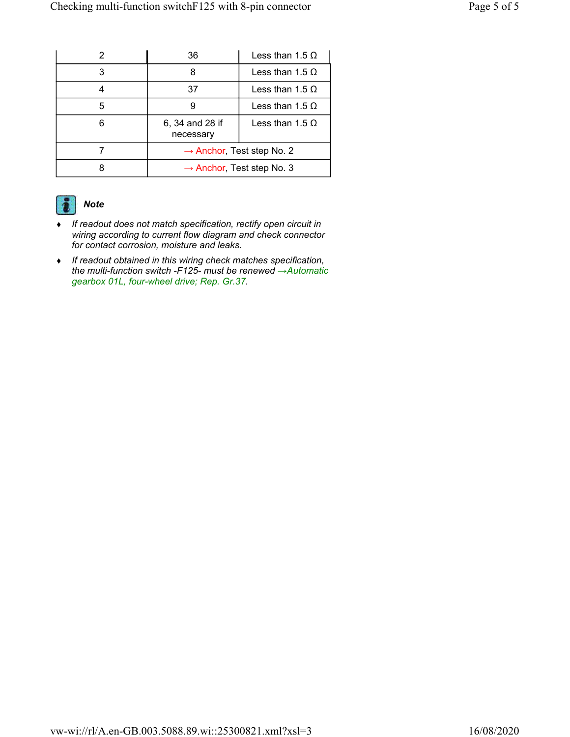| | | |
|---|---|---|
| 2 | 36 | Less than 1.5 Ω |
| 3 | 8 | Less than 1.5 Ω |
| 4 | 37 | Less than 1.5 Ω |
| 5 | 9 | Less than 1.5 Ω |
| 6 | 6, 34 and 28 if necessary | Less than 1.5 Ω |
| 7 | → Anchor, Test step No. 2 | |
| 8 | → Anchor, Test step No. 3 | |

***Note***

- *If readout does not match specification, rectify open circuit in wiring according to current flow diagram and check connector for contact corrosion, moisture and leaks.*
- *If readout obtained in this wiring check matches specification, the multi-function switch -F125- must be renewed →Automatic gearbox 01L, four-wheel drive; Rep. Gr.37.*